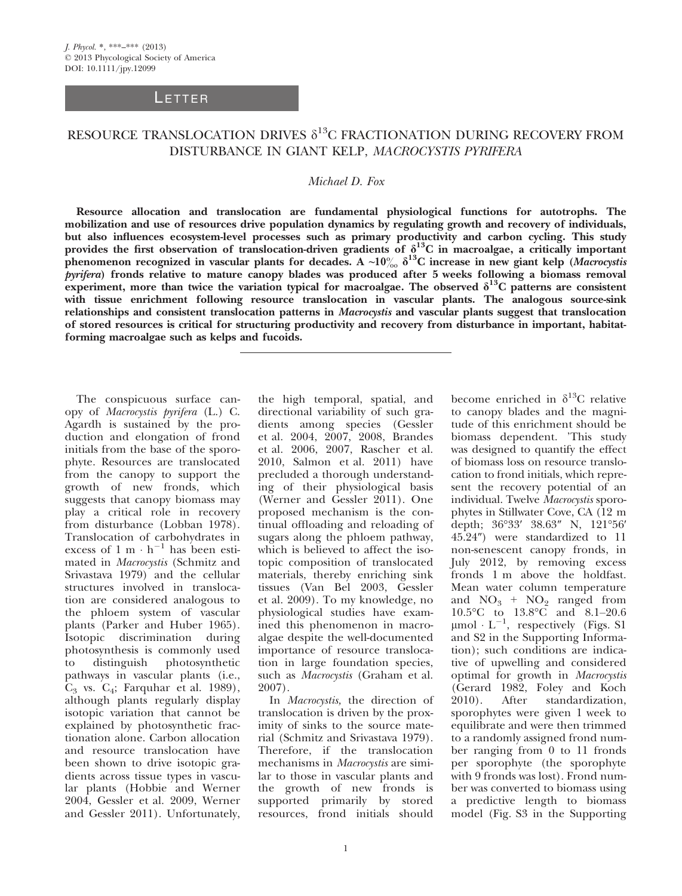LETTER

# RESOURCE TRANSLOCATION DRIVES $\delta^{13}C$ FRACTIONATION DURING RECOVERY FROM DISTURBANCE IN GIANT KELP, *MACROCYSTIS PYRIFERA*

*Michael D. Fox*

**Resource allocation and translocation are fundamental physiological functions for autotrophs. The mobilization and use of resources drive population dynamics by regulating growth and recovery of individuals, but also influences ecosystem-level processes such as primary productivity and carbon cycling. This study provides the first observation of translocation-driven gradients of $\delta^{13}C$ in macroalgae, a critically important phenomenon recognized in vascular plants for decades. A ~10‰ $\delta^{13}C$ increase in new giant kelp (*Macrocystis pyrifera*) fronds relative to mature canopy blades was produced after 5 weeks following a biomass removal experiment, more than twice the variation typical for macroalgae. The observed $\delta^{13}C$ patterns are consistent with tissue enrichment following resource translocation in vascular plants. The analogous source-sink relationships and consistent translocation patterns in *Macrocystis* and vascular plants suggest that translocation of stored resources is critical for structuring productivity and recovery from disturbance in important, habitat-forming macroalgae such as kelps and fucoids.**

---

The conspicuous surface canopy of *Macrocystis pyrifera* (L.) C. Agardh is sustained by the production and elongation of frond initials from the base of the sporophyte. Resources are translocated from the canopy to support the growth of new fronds, which suggests that canopy biomass may play a critical role in recovery from disturbance (Lobban 1978). Translocation of carbohydrates in excess of $1\ m \cdot h^{-1}$ has been estimated in *Macrocystis* (Schmitz and Srivastava 1979) and the cellular structures involved in translocation are considered analogous to the phloem system of vascular plants (Parker and Huber 1965). Isotopic discrimination during photosynthesis is commonly used to distinguish photosynthetic pathways in vascular plants (i.e., $C_3$ vs. $C_4$; Farquhar et al. 1989), although plants regularly display isotopic variation that cannot be explained by photosynthetic fractionation alone. Carbon allocation and resource translocation have been shown to drive isotopic gradients across tissue types in vascular plants (Hobbie and Werner 2004, Gessler et al. 2009, Werner and Gessler 2011). Unfortunately, the high temporal, spatial, and directional variability of such gradients among species (Gessler et al. 2004, 2007, 2008, Brandes et al. 2006, 2007, Rascher et al. 2010, Salmon et al. 2011) have precluded a thorough understanding of their physiological basis (Werner and Gessler 2011). One proposed mechanism is the continual offloading and reloading of sugars along the phloem pathway, which is believed to affect the isotopic composition of translocated materials, thereby enriching sink tissues (Van Bel 2003, Gessler et al. 2009). To my knowledge, no physiological studies have examined this phenomenon in macroalgae despite the well-documented importance of resource translocation in large foundation species, such as *Macrocystis* (Graham et al. 2007).

In *Macrocystis,* the direction of translocation is driven by the proximity of sinks to the source material (Schmitz and Srivastava 1979). Therefore, if the translocation mechanisms in *Macrocystis* are similar to those in vascular plants and the growth of new fronds is supported primarily by stored resources, frond initials should become enriched in $\delta^{13}C$ relative to canopy blades and the magnitude of this enrichment should be biomass dependent. This study was designed to quantify the effect of biomass loss on resource translocation to frond initials, which represent the recovery potential of an individual. Twelve *Macrocystis* sporophytes in Stillwater Cove, CA (12 m depth; 36°33′ 38.63″ N, 121°56′ 45.24″) were standardized to 11 non-senescent canopy fronds, in July 2012, by removing excess fronds 1 m above the holdfast. Mean water column temperature and $NO_3$ + $NO_2$ ranged from 10.5°C to 13.8°C and 8.1–20.6 $\mu mol \cdot L^{-1}$, respectively (Figs. S1 and S2 in the Supporting Information); such conditions are indicative of upwelling and considered optimal for growth in *Macrocystis* (Gerard 1982, Foley and Koch 2010). After standardization, sporophytes were given 1 week to equilibrate and were then trimmed to a randomly assigned frond number ranging from 0 to 11 fronds per sporophyte (the sporophyte with 9 fronds was lost). Frond number was converted to biomass using a predictive length to biomass model (Fig. S3 in the Supporting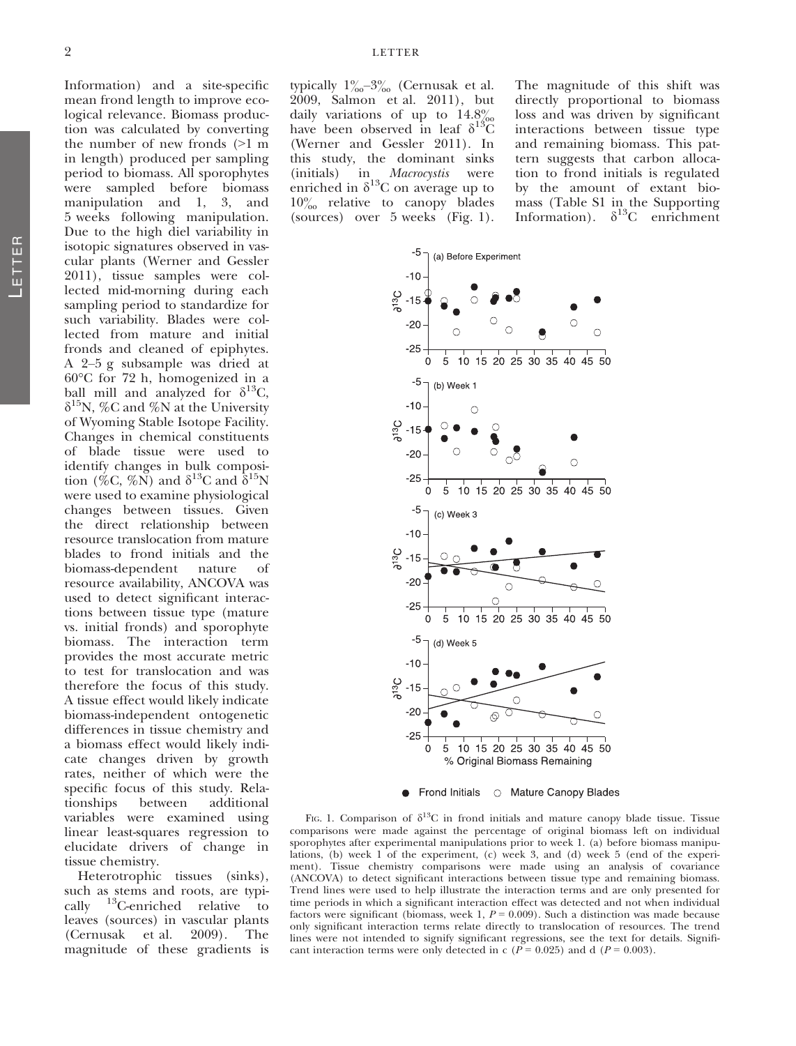Information) and a site-specific mean frond length to improve ecological relevance. Biomass production was calculated by converting the number of new fronds (>1 m in length) produced per sampling period to biomass. All sporophytes were sampled before biomass manipulation and 1, 3, and 5 weeks following manipulation. Due to the high diel variability in isotopic signatures observed in vascular plants (Werner and Gessler 2011), tissue samples were collected mid-morning during each sampling period to standardize for such variability. Blades were collected from mature and initial fronds and cleaned of epiphytes. A 2–5 g subsample was dried at 60°C for 72 h, homogenized in a ball mill and analyzed for $\delta^{13}C$, $\delta^{15}N$, %C and %N at the University of Wyoming Stable Isotope Facility. Changes in chemical constituents of blade tissue were used to identify changes in bulk composition (%C, %N) and $\delta^{13}C$ and $\delta^{15}N$ were used to examine physiological changes between tissues. Given the direct relationship between resource translocation from mature blades to frond initials and the biomass-dependent nature of resource availability, ANCOVA was used to detect significant interactions between tissue type (mature vs. initial fronds) and sporophyte biomass. The interaction term provides the most accurate metric to test for translocation and was therefore the focus of this study. A tissue effect would likely indicate biomass-independent ontogenetic differences in tissue chemistry and a biomass effect would likely indicate changes driven by growth rates, neither of which were the specific focus of this study. Relationships between additional variables were examined using linear least-squares regression to elucidate drivers of change in tissue chemistry.

Heterotrophic tissues (sinks), such as stems and roots, are typically $^{13}C$-enriched relative to leaves (sources) in vascular plants (Cernusak et al. 2009). The magnitude of these gradients is typically 1‰–3‰ (Cernusak et al. 2009, Salmon et al. 2011), but daily variations of up to 14.8‰ have been observed in leaf $\delta^{13}C$ (Werner and Gessler 2011). In this study, the dominant sinks (initials) in *Macrocystis* were enriched in $\delta^{13}C$ on average up to 10‰ relative to canopy blades (sources) over 5 weeks (Fig. 1). The magnitude of this shift was directly proportional to biomass loss and was driven by significant interactions between tissue type and remaining biomass. This pattern suggests that carbon allocation to frond initials is regulated by the amount of extant biomass (Table S1 in the Supporting Information). $\delta^{13}C$ enrichment

Fig. 1. Comparison of $\delta^{13}C$ in frond initials and mature canopy blade tissue. Tissue comparisons were made against the percentage of original biomass left on individual sporophytes after experimental manipulations prior to week 1. (a) before biomass manipulations, (b) week 1 of the experiment, (c) week 3, and (d) week 5 (end of the experiment). Tissue chemistry comparisons were made using an analysis of covariance (ANCOVA) to detect significant interactions between tissue type and remaining biomass. Trend lines were used to help illustrate the interaction terms and are only presented for time periods in which a significant interaction effect was detected and not when individual factors were significant (biomass, week 1, $P = 0.009$). Such a distinction was made because only significant interaction terms relate directly to translocation of resources. The trend lines were not intended to signify significant regressions, see the text for details. Significant interaction terms were only detected in c ($P = 0.025$) and d ($P = 0.003$).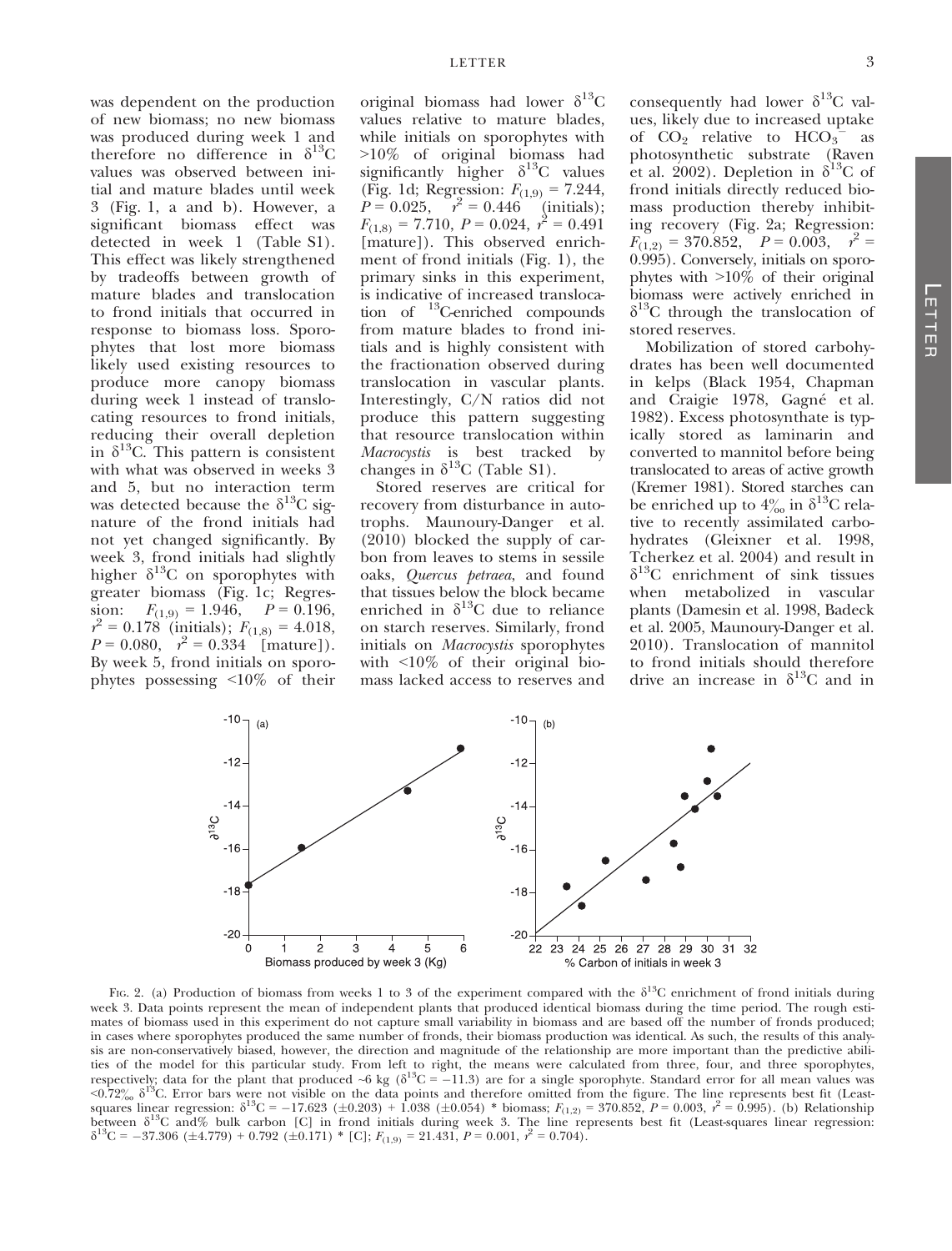was dependent on the production of new biomass; no new biomass was produced during week 1 and therefore no difference in $\delta^{13}C$ values was observed between initial and mature blades until week 3 (Fig. 1, a and b). However, a significant biomass effect was detected in week 1 (Table S1). This effect was likely strengthened by tradeoffs between growth of mature blades and translocation to frond initials that occurred in response to biomass loss. Sporophytes that lost more biomass likely used existing resources to produce more canopy biomass during week 1 instead of translocating resources to frond initials, reducing their overall depletion in $\delta^{13}C$. This pattern is consistent with what was observed in weeks 3 and 5, but no interaction term was detected because the $\delta^{13}C$ signature of the frond initials had not yet changed significantly. By week 3, frond initials had slightly higher $\delta^{13}C$ on sporophytes with greater biomass (Fig. 1c; Regression: $F_{(1,9)} = 1.946$, $P = 0.196$, $r^2 = 0.178$ (initials); $F_{(1,8)} = 4.018$, $P = 0.080$, $r^2 = 0.334$ [mature]). By week 5, frond initials on sporophytes possessing <10% of their original biomass had lower $\delta^{13}C$ values relative to mature blades, while initials on sporophytes with >10% of original biomass had significantly higher $\delta^{13}C$ values (Fig. 1d; Regression: $F_{(1,9)} = 7.244$, $P = 0.025$, $r^2 = 0.446$ (initials); $F_{(1,8)} = 7.710$, $P = 0.024$, $r^2 = 0.491$ [mature]). This observed enrichment of frond initials (Fig. 1), the primary sinks in this experiment, is indicative of increased translocation of $^{13}C$-enriched compounds from mature blades to frond initials and is highly consistent with the fractionation observed during translocation in vascular plants. Interestingly, C/N ratios did not produce this pattern suggesting that resource translocation within *Macrocystis* is best tracked by changes in $\delta^{13}C$ (Table S1).

Stored reserves are critical for recovery from disturbance in autotrophs. Maunoury-Danger et al. (2010) blocked the supply of carbon from leaves to stems in sessile oaks, *Quercus petraea*, and found that tissues below the block became enriched in $\delta^{13}C$ due to reliance on starch reserves. Similarly, frond initials on *Macrocystis* sporophytes with <10% of their original biomass lacked access to reserves and consequently had lower $\delta^{13}C$ values, likely due to increased uptake of $CO_2$ relative to $HCO_3^-$ as photosynthetic substrate (Raven et al. 2002). Depletion in $\delta^{13}C$ of frond initials directly reduced biomass production thereby inhibiting recovery (Fig. 2a; Regression: $F_{(1,2)} = 370.852$, $P = 0.003$, $r^2 = 0.995$). Conversely, initials on sporophytes with >10% of their original biomass were actively enriched in $\delta^{13}C$ through the translocation of stored reserves.

Mobilization of stored carbohydrates has been well documented in kelps (Black 1954, Chapman and Craigie 1978, Gagné et al. 1982). Excess photosynthate is typically stored as laminarin and converted to mannitol before being translocated to areas of active growth (Kremer 1981). Stored starches can be enriched up to 4‰ in $\delta^{13}C$ relative to recently assimilated carbohydrates (Gleixner et al. 1998, Tcherkez et al. 2004) and result in $\delta^{13}C$ enrichment of sink tissues when metabolized in vascular plants (Damesin et al. 1998, Badeck et al. 2005, Maunoury-Danger et al. 2010). Translocation of mannitol to frond initials should therefore drive an increase in $\delta^{13}C$ and in

Fig. 2. (a) Production of biomass from weeks 1 to 3 of the experiment compared with the $\delta^{13}C$ enrichment of frond initials during week 3. Data points represent the mean of independent plants that produced identical biomass during the time period. The rough estimates of biomass used in this experiment do not capture small variability in biomass and are based off the number of fronds produced; in cases where sporophytes produced the same number of fronds, their biomass production was identical. As such, the results of this analysis are non-conservatively biased, however, the direction and magnitude of the relationship are more important than the predictive abilities of the model for this particular study. From left to right, the means were calculated from three, four, and three sporophytes, respectively; data for the plant that produced ~6 kg ($\delta^{13}C = -11.3$) are for a single sporophyte. Standard error for all mean values was <0.72‰ $\delta^{13}C$. Error bars were not visible on the data points and therefore omitted from the figure. The line represents best fit (Least-squares linear regression: $\delta^{13}C = -17.623\ (\pm 0.203) + 1.038\ (\pm 0.054) * \text{biomass}$; $F_{(1,2)} = 370.852$, $P = 0.003$, $r^2 = 0.995$). (b) Relationship between $\delta^{13}C$ and% bulk carbon [C] in frond initials during week 3. The line represents best fit (Least-squares linear regression: $\delta^{13}C = -37.306\ (\pm 4.779) + 0.792\ (\pm 0.171) * [C]$; $F_{(1,9)} = 21.431$, $P = 0.001$, $r^2 = 0.704$).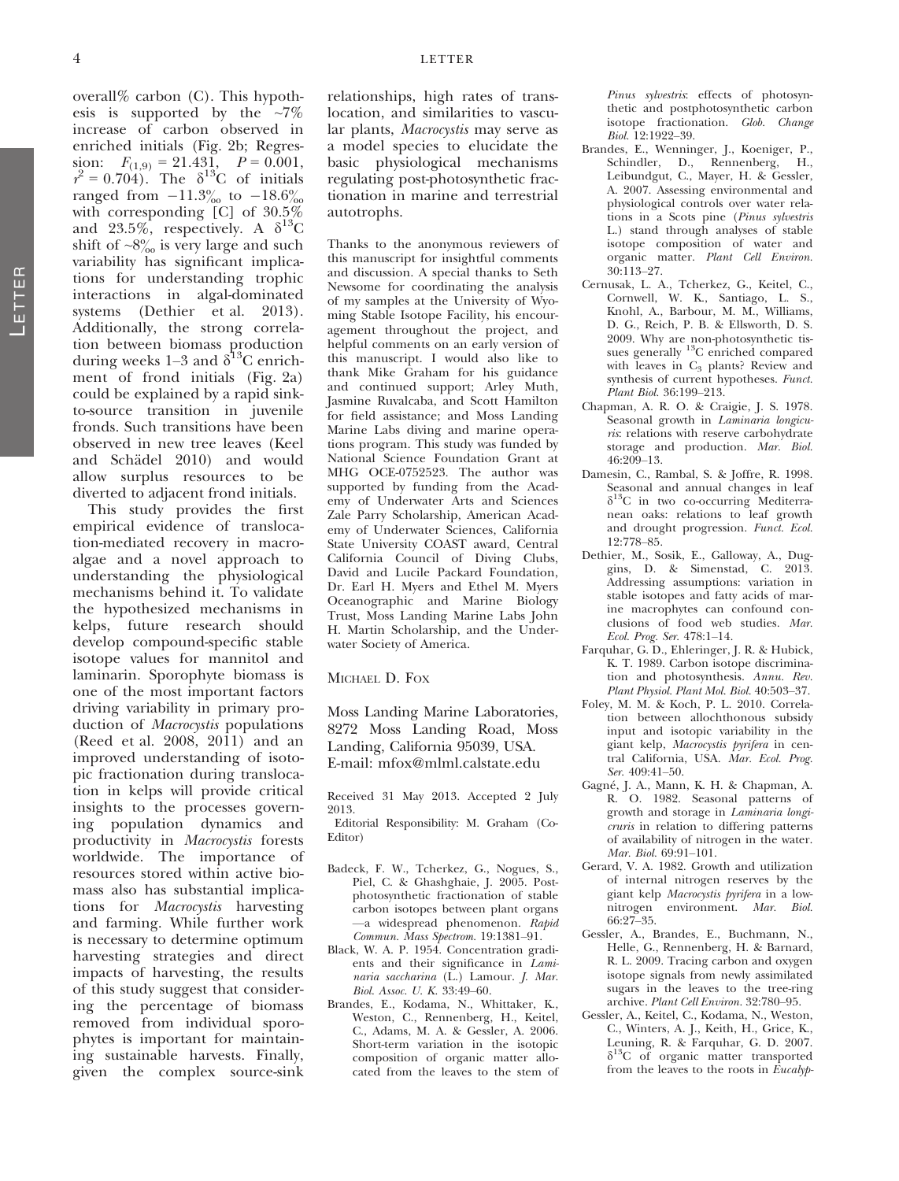overall% carbon (C). This hypothesis is supported by the ~7% increase of carbon observed in enriched initials (Fig. 2b; Regression: $F_{(1,9)} = 21.431$, $P = 0.001$, $r^2 = 0.704$). The $\delta^{13}C$ of initials ranged from −11.3‰ to −18.6‰ with corresponding [C] of 30.5% and 23.5%, respectively. A $\delta^{13}C$ shift of ~8‰ is very large and such variability has significant implications for understanding trophic interactions in algal-dominated systems (Dethier et al. 2013). Additionally, the strong correlation between biomass production during weeks 1–3 and $\delta^{13}C$ enrichment of frond initials (Fig. 2a) could be explained by a rapid sink-to-source transition in juvenile fronds. Such transitions have been observed in new tree leaves (Keel and Schädel 2010) and would allow surplus resources to be diverted to adjacent frond initials.

This study provides the first empirical evidence of translocation-mediated recovery in macroalgae and a novel approach to understanding the physiological mechanisms behind it. To validate the hypothesized mechanisms in kelps, future research should develop compound-specific stable isotope values for mannitol and laminarin. Sporophyte biomass is one of the most important factors driving variability in primary production of *Macrocystis* populations (Reed et al. 2008, 2011) and an improved understanding of isotopic fractionation during translocation in kelps will provide critical insights to the processes governing population dynamics and productivity in *Macrocystis* forests worldwide. The importance of resources stored within active biomass also has substantial implications for *Macrocystis* harvesting and farming. While further work is necessary to determine optimum harvesting strategies and direct impacts of harvesting, the results of this study suggest that considering the percentage of biomass removed from individual sporophytes is important for maintaining sustainable harvests. Finally, given the complex source-sink relationships, high rates of translocation, and similarities to vascular plants, *Macrocystis* may serve as a model species to elucidate the basic physiological mechanisms regulating post-photosynthetic fractionation in marine and terrestrial autotrophs.

Thanks to the anonymous reviewers of this manuscript for insightful comments and discussion. A special thanks to Seth Newsome for coordinating the analysis of my samples at the University of Wyoming Stable Isotope Facility, his encouragement throughout the project, and helpful comments on an early version of this manuscript. I would also like to thank Mike Graham for his guidance and continued support; Arley Muth, Jasmine Ruvalcaba, and Scott Hamilton for field assistance; and Moss Landing Marine Labs diving and marine operations program. This study was funded by National Science Foundation Grant at MHG OCE-0752523. The author was supported by funding from the Academy of Underwater Arts and Sciences Zale Parry Scholarship, American Academy of Underwater Sciences, California State University COAST award, Central California Council of Diving Clubs, David and Lucile Packard Foundation, Dr. Earl H. Myers and Ethel M. Myers Oceanographic and Marine Biology Trust, Moss Landing Marine Labs John H. Martin Scholarship, and the Underwater Society of America.

MICHAEL D. FOX

Moss Landing Marine Laboratories, 8272 Moss Landing Road, Moss Landing, California 95039, USA.
E-mail: mfox@mlml.calstate.edu

Received 31 May 2013. Accepted 2 July 2013.

Editorial Responsibility: M. Graham (Co-Editor)

Badeck, F. W., Tcherkez, G., Nogues, S., Piel, C. & Ghashghaie, J. 2005. Post-photosynthetic fractionation of stable carbon isotopes between plant organs—a widespread phenomenon. *Rapid Commun. Mass Spectrom.* 19:1381–91.

Black, W. A. P. 1954. Concentration gradients and their significance in *Laminaria saccharina* (L.) Lamour. *J. Mar. Biol. Assoc. U. K.* 33:49–60.

Brandes, E., Kodama, N., Whittaker, K., Weston, C., Rennenberg, H., Keitel, C., Adams, M. A. & Gessler, A. 2006. Short-term variation in the isotopic composition of organic matter allocated from the leaves to the stem of *Pinus sylvestris*: effects of photosynthetic and postphotosynthetic carbon isotope fractionation. *Glob. Change Biol.* 12:1922–39.

Brandes, E., Wenninger, J., Koeniger, P., Schindler, D., Rennenberg, H., Leibundgut, C., Mayer, H. & Gessler, A. 2007. Assessing environmental and physiological controls over water relations in a Scots pine (*Pinus sylvestris* L.) stand through analyses of stable isotope composition of water and organic matter. *Plant Cell Environ.* 30:113–27.

Cernusak, L. A., Tcherkez, G., Keitel, C., Cornwell, W. K., Santiago, L. S., Knohl, A., Barbour, M. M., Williams, D. G., Reich, P. B. & Ellsworth, D. S. 2009. Why are non-photosynthetic tissues generally $^{13}C$ enriched compared with leaves in $C_3$ plants? Review and synthesis of current hypotheses. *Funct. Plant Biol.* 36:199–213.

Chapman, A. R. O. & Craigie, J. S. 1978. Seasonal growth in *Laminaria longicuris*: relations with reserve carbohydrate storage and production. *Mar. Biol.* 46:209–13.

Damesin, C., Rambal, S. & Joffre, R. 1998. Seasonal and annual changes in leaf $\delta^{13}C$ in two co-occurring Mediterranean oaks: relations to leaf growth and drought progression. *Funct. Ecol.* 12:778–85.

Dethier, M., Sosik, E., Galloway, A., Duggins, D. & Simenstad, C. 2013. Addressing assumptions: variation in stable isotopes and fatty acids of marine macrophytes can confound conclusions of food web studies. *Mar. Ecol. Prog. Ser.* 478:1–14.

Farquhar, G. D., Ehleringer, J. R. & Hubick, K. T. 1989. Carbon isotope discrimination and photosynthesis. *Annu. Rev. Plant Physiol. Plant Mol. Biol.* 40:503–37.

Foley, M. M. & Koch, P. L. 2010. Correlation between allochthonous subsidy input and isotopic variability in the giant kelp, *Macrocystis pyrifera* in central California, USA. *Mar. Ecol. Prog. Ser.* 409:41–50.

Gagné, J. A., Mann, K. H. & Chapman, A. R. O. 1982. Seasonal patterns of growth and storage in *Laminaria longicruris* in relation to differing patterns of availability of nitrogen in the water. *Mar. Biol.* 69:91–101.

Gerard, V. A. 1982. Growth and utilization of internal nitrogen reserves by the giant kelp *Macrocystis pyrifera* in a low-nitrogen environment. *Mar. Biol.* 66:27–35.

Gessler, A., Brandes, E., Buchmann, N., Helle, G., Rennenberg, H. & Barnard, R. L. 2009. Tracing carbon and oxygen isotope signals from newly assimilated sugars in the leaves to the tree-ring archive. *Plant Cell Environ.* 32:780–95.

Gessler, A., Keitel, C., Kodama, N., Weston, C., Winters, A. J., Keith, H., Grice, K., Leuning, R. & Farquhar, G. D. 2007. $\delta^{13}C$ of organic matter transported from the leaves to the roots in *Eucalyp-*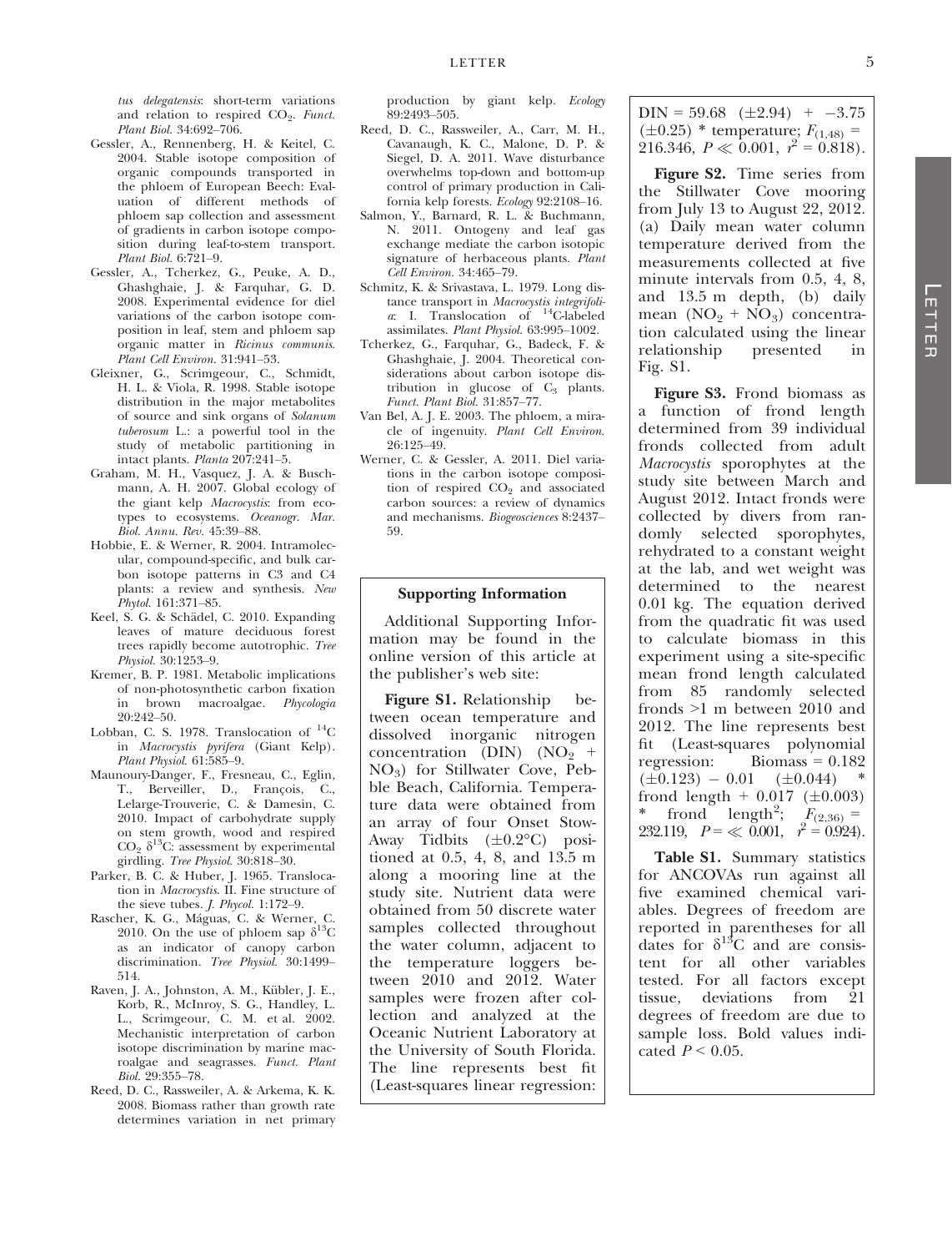*tus delegatensis*: short-term variations and relation to respired $CO_2$. *Funct. Plant Biol.* 34:692–706.

Gessler, A., Rennenberg, H. & Keitel, C. 2004. Stable isotope composition of organic compounds transported in the phloem of European Beech: Evaluation of different methods of phloem sap collection and assessment of gradients in carbon isotope composition during leaf-to-stem transport. *Plant Biol.* 6:721–9.

Gessler, A., Tcherkez, G., Peuke, A. D., Ghashghaie, J. & Farquhar, G. D. 2008. Experimental evidence for diel variations of the carbon isotope composition in leaf, stem and phloem sap organic matter in *Ricinus communis*. *Plant Cell Environ.* 31:941–53.

Gleixner, G., Scrimgeour, C., Schmidt, H. L. & Viola, R. 1998. Stable isotope distribution in the major metabolites of source and sink organs of *Solanum tuberosum* L.: a powerful tool in the study of metabolic partitioning in intact plants. *Planta* 207:241–5.

Graham, M. H., Vasquez, J. A. & Buschmann, A. H. 2007. Global ecology of the giant kelp *Macrocystis*: from ecotypes to ecosystems. *Oceanogr. Mar. Biol. Annu. Rev.* 45:39–88.

Hobbie, E. & Werner, R. 2004. Intramolecular, compound-specific, and bulk carbon isotope patterns in C3 and C4 plants: a review and synthesis. *New Phytol.* 161:371–85.

Keel, S. G. & Schädel, C. 2010. Expanding leaves of mature deciduous forest trees rapidly become autotrophic. *Tree Physiol.* 30:1253–9.

Kremer, B. P. 1981. Metabolic implications of non-photosynthetic carbon fixation in brown macroalgae. *Phycologia* 20:242–50.

Lobban, C. S. 1978. Translocation of $^{14}C$ in *Macrocystis pyrifera* (Giant Kelp). *Plant Physiol.* 61:585–9.

Maunoury-Danger, F., Fresneau, C., Eglin, T., Berveiller, D., François, C., Lelarge-Trouverie, C. & Damesin, C. 2010. Impact of carbohydrate supply on stem growth, wood and respired $CO_2$ $\delta^{13}C$: assessment by experimental girdling. *Tree Physiol.* 30:818–30.

Parker, B. C. & Huber, J. 1965. Translocation in *Macrocystis*. II. Fine structure of the sieve tubes. *J. Phycol.* 1:172–9.

Rascher, K. G., Máguas, C. & Werner, C. 2010. On the use of phloem sap $\delta^{13}C$ as an indicator of canopy carbon discrimination. *Tree Physiol.* 30:1499–514.

Raven, J. A., Johnston, A. M., Kübler, J. E., Korb, R., McInroy, S. G., Handley, L. L., Scrimgeour, C. M. et al. 2002. Mechanistic interpretation of carbon isotope discrimination by marine macroalgae and seagrasses. *Funct. Plant Biol.* 29:355–78.

Reed, D. C., Rassweiler, A. & Arkema, K. K. 2008. Biomass rather than growth rate determines variation in net primary production by giant kelp. *Ecology* 89:2493–505.

Reed, D. C., Rassweiler, A., Carr, M. H., Cavanaugh, K. C., Malone, D. P. & Siegel, D. A. 2011. Wave disturbance overwhelms top-down and bottom-up control of primary production in California kelp forests. *Ecology* 92:2108–16.

Salmon, Y., Barnard, R. L. & Buchmann, N. 2011. Ontogeny and leaf gas exchange mediate the carbon isotopic signature of herbaceous plants. *Plant Cell Environ.* 34:465–79.

Schmitz, K. & Srivastava, L. 1979. Long distance transport in *Macrocystis integrifolia*: I. Translocation of $^{14}C$-labeled assimilates. *Plant Physiol.* 63:995–1002.

Tcherkez, G., Farquhar, G., Badeck, F. & Ghashghaie, J. 2004. Theoretical considerations about carbon isotope distribution in glucose of $C_3$ plants. *Funct. Plant Biol.* 31:857–77.

Van Bel, A. J. E. 2003. The phloem, a miracle of ingenuity. *Plant Cell Environ.* 26:125–49.

Werner, C. & Gessler, A. 2011. Diel variations in the carbon isotope composition of respired $CO_2$ and associated carbon sources: a review of dynamics and mechanisms. *Biogeosciences* 8:2437–59.

## Supporting Information

Additional Supporting Information may be found in the online version of this article at the publisher's web site:

**Figure S1.** Relationship between ocean temperature and dissolved inorganic nitrogen concentration (DIN) ($NO_2$ + $NO_3$) for Stillwater Cove, Pebble Beach, California. Temperature data were obtained from an array of four Onset Stow-Away Tidbits (±0.2°C) positioned at 0.5, 4, 8, and 13.5 m along a mooring line at the study site. Nutrient data were obtained from 50 discrete water samples collected throughout the water column, adjacent to the temperature loggers between 2010 and 2012. Water samples were frozen after collection and analyzed at the Oceanic Nutrient Laboratory at the University of South Florida. The line represents best fit (Least-squares linear regression: DIN = 59.68 (±2.94) + −3.75 (±0.25) * temperature; $F_{(1,48)}$ = 216.346, $P \ll 0.001$, $r^2 = 0.818$).

**Figure S2.** Time series from the Stillwater Cove mooring from July 13 to August 22, 2012. (a) Daily mean water column temperature derived from the measurements collected at five minute intervals from 0.5, 4, 8, and 13.5 m depth, (b) daily mean ($NO_2$ + $NO_3$) concentration calculated using the linear relationship presented in Fig. S1.

**Figure S3.** Frond biomass as a function of frond length determined from 39 individual fronds collected from adult *Macrocystis* sporophytes at the study site between March and August 2012. Intact fronds were collected by divers from randomly selected sporophytes, rehydrated to a constant weight at the lab, and wet weight was determined to the nearest 0.01 kg. The equation derived from the quadratic fit was used to calculate biomass in this experiment using a site-specific mean frond length calculated from 85 randomly selected fronds >1 m between 2010 and 2012. The line represents best fit (Least-squares polynomial regression: Biomass = 0.182 (±0.123) − 0.01 (±0.044) * frond length + 0.017 (±0.003) * frond length$^2$; $F_{(2,36)}$ = 232.119, $P = \ll 0.001$, $r^2 = 0.924$).

**Table S1.** Summary statistics for ANCOVAs run against all five examined chemical variables. Degrees of freedom are reported in parentheses for all dates for $\delta^{13}C$ and are consistent for all other variables tested. For all factors except tissue, deviations from 21 degrees of freedom are due to sample loss. Bold values indicated $P < 0.05$.